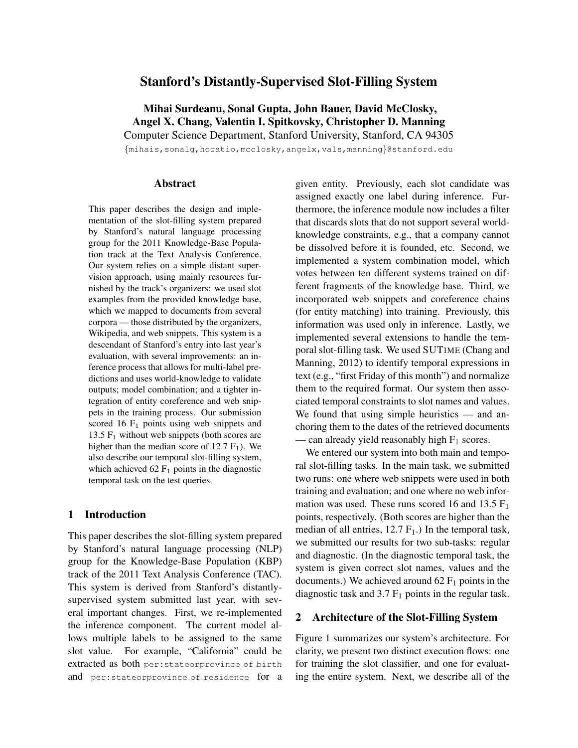# Stanford's Distantly-Supervised Slot-Filling System

**Mihai Surdeanu, Sonal Gupta, John Bauer, David McClosky, Angel X. Chang, Valentin I. Spitkovsky, Christopher D. Manning**

Computer Science Department, Stanford University, Stanford, CA 94305

{mihais,sonalg,horatio,mcclosky,angelx,vals,manning}@stanford.edu

## Abstract

This paper describes the design and implementation of the slot-filling system prepared by Stanford's natural language processing group for the 2011 Knowledge-Base Population track at the Text Analysis Conference. Our system relies on a simple distant supervision approach, using mainly resources furnished by the track's organizers: we used slot examples from the provided knowledge base, which we mapped to documents from several corpora — those distributed by the organizers, Wikipedia, and web snippets. This system is a descendant of Stanford's entry into last year's evaluation, with several improvements: an inference process that allows for multi-label predictions and uses world-knowledge to validate outputs; model combination; and a tighter integration of entity coreference and web snippets in the training process. Our submission scored 16 $F_1$ points using web snippets and 13.5 $F_1$ without web snippets (both scores are higher than the median score of 12.7 $F_1$). We also describe our temporal slot-filling system, which achieved 62 $F_1$ points in the diagnostic temporal task on the test queries.

## 1 Introduction

This paper describes the slot-filling system prepared by Stanford's natural language processing (NLP) group for the Knowledge-Base Population (KBP) track of the 2011 Text Analysis Conference (TAC). This system is derived from Stanford's distantly-supervised system submitted last year, with several important changes. First, we re-implemented the inference component. The current model allows multiple labels to be assigned to the same slot value. For example, "California" could be extracted as both `per:stateorprovince_of_birth` and `per:stateorprovince_of_residence` for a given entity. Previously, each slot candidate was assigned exactly one label during inference. Furthermore, the inference module now includes a filter that discards slots that do not support several world-knowledge constraints, e.g., that a company cannot be dissolved before it is founded, etc. Second, we implemented a system combination model, which votes between ten different systems trained on different fragments of the knowledge base. Third, we incorporated web snippets and coreference chains (for entity matching) into training. Previously, this information was used only in inference. Lastly, we implemented several extensions to handle the temporal slot-filling task. We used SUTIME (Chang and Manning, 2012) to identify temporal expressions in text (e.g., "first Friday of this month") and normalize them to the required format. Our system then associated temporal constraints to slot names and values. We found that using simple heuristics — and anchoring them to the dates of the retrieved documents — can already yield reasonably high $F_1$ scores.

We entered our system into both main and temporal slot-filling tasks. In the main task, we submitted two runs: one where web snippets were used in both training and evaluation; and one where no web information was used. These runs scored 16 and 13.5 $F_1$ points, respectively. (Both scores are higher than the median of all entries, 12.7 $F_1$.) In the temporal task, we submitted our results for two sub-tasks: regular and diagnostic. (In the diagnostic temporal task, the system is given correct slot names, values and the documents.) We achieved around 62 $F_1$ points in the diagnostic task and 3.7 $F_1$ points in the regular task.

## 2 Architecture of the Slot-Filling System

Figure 1 summarizes our system's architecture. For clarity, we present two distinct execution flows: one for training the slot classifier, and one for evaluating the entire system. Next, we describe all of the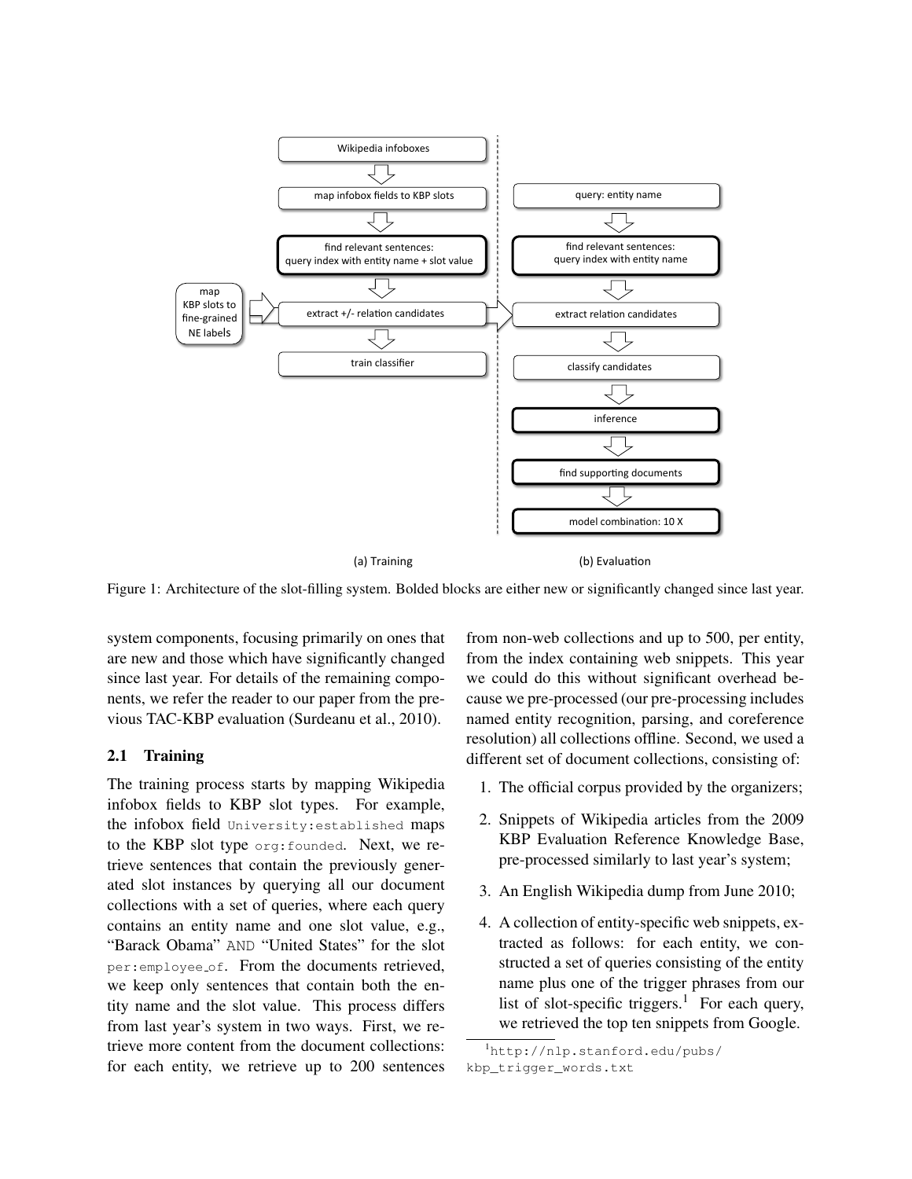Figure 1: Architecture of the slot-filling system. Bolded blocks are either new or significantly changed since last year.

system components, focusing primarily on ones that are new and those which have significantly changed since last year. For details of the remaining components, we refer the reader to our paper from the previous TAC-KBP evaluation (Surdeanu et al., 2010).

### 2.1 Training

The training process starts by mapping Wikipedia infobox fields to KBP slot types. For example, the infobox field `University:established` maps to the KBP slot type `org:founded`. Next, we retrieve sentences that contain the previously generated slot instances by querying all our document collections with a set of queries, where each query contains an entity name and one slot value, e.g., "Barack Obama" `AND` "United States" for the slot `per:employee_of`. From the documents retrieved, we keep only sentences that contain both the entity name and the slot value. This process differs from last year's system in two ways. First, we retrieve more content from the document collections: for each entity, we retrieve up to 200 sentences from non-web collections and up to 500, per entity, from the index containing web snippets. This year we could do this without significant overhead because we pre-processed (our pre-processing includes named entity recognition, parsing, and coreference resolution) all collections offline. Second, we used a different set of document collections, consisting of:

1. The official corpus provided by the organizers;
2. Snippets of Wikipedia articles from the 2009 KBP Evaluation Reference Knowledge Base, pre-processed similarly to last year's system;
3. An English Wikipedia dump from June 2010;
4. A collection of entity-specific web snippets, extracted as follows: for each entity, we constructed a set of queries consisting of the entity name plus one of the trigger phrases from our list of slot-specific triggers.[1] For each query, we retrieved the top ten snippets from Google.

[1] http://nlp.stanford.edu/pubs/kbp_trigger_words.txt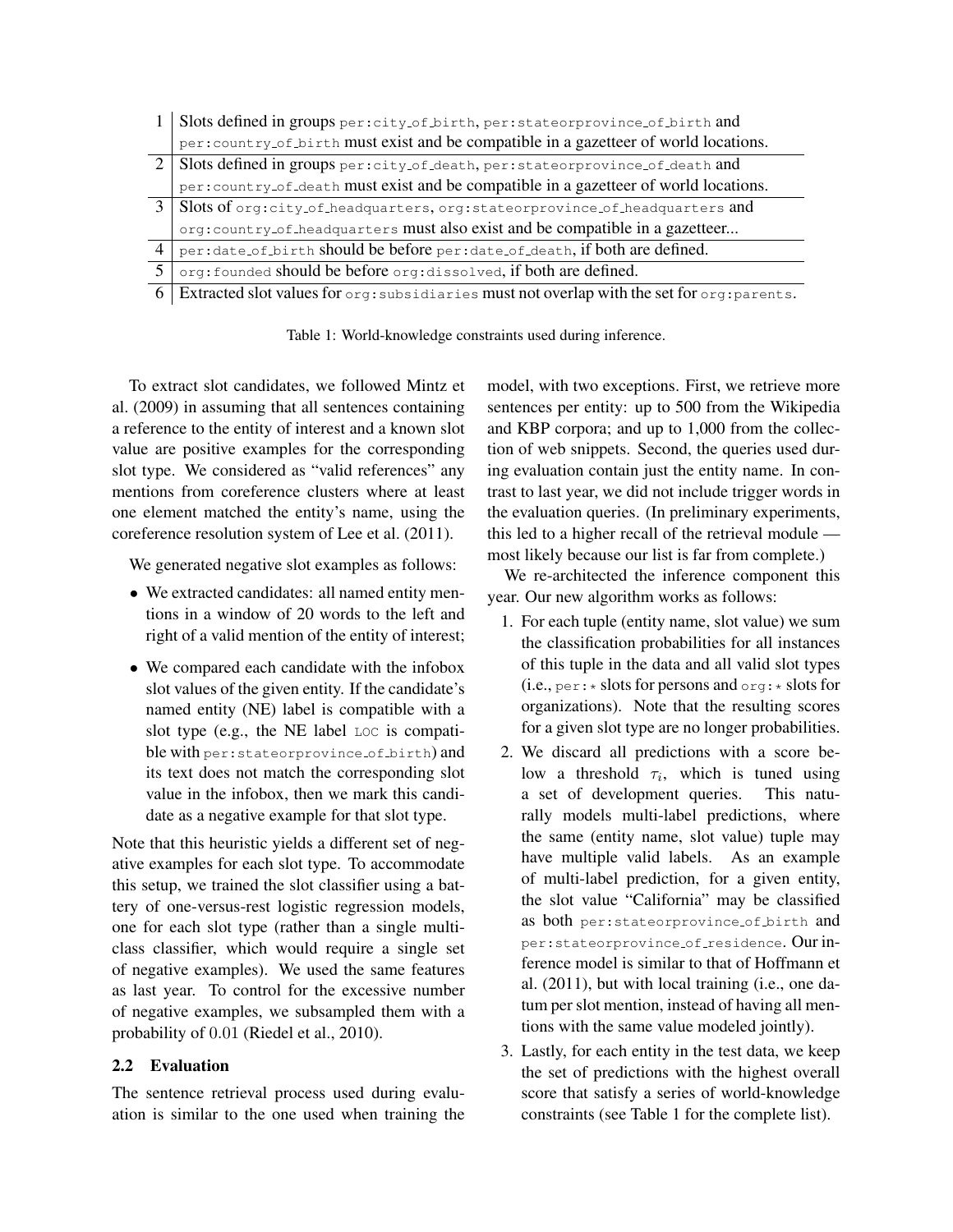| | |
|---|---|
| 1 | Slots defined in groups per:city_of_birth, per:stateorprovince_of_birth and per:country_of_birth must exist and be compatible in a gazetteer of world locations. |
| 2 | Slots defined in groups per:city_of_death, per:stateorprovince_of_death and per:country_of_death must exist and be compatible in a gazetteer of world locations. |
| 3 | Slots of org:city_of_headquarters, org:stateorprovince_of_headquarters and org:country_of_headquarters must also exist and be compatible in a gazetteer... |
| 4 | per:date_of_birth should be before per:date_of_death, if both are defined. |
| 5 | org:founded should be before org:dissolved, if both are defined. |
| 6 | Extracted slot values for org:subsidiaries must not overlap with the set for org:parents. |

Table 1: World-knowledge constraints used during inference.

To extract slot candidates, we followed Mintz et al. (2009) in assuming that all sentences containing a reference to the entity of interest and a known slot value are positive examples for the corresponding slot type. We considered as "valid references" any mentions from coreference clusters where at least one element matched the entity's name, using the coreference resolution system of Lee et al. (2011).

We generated negative slot examples as follows:

- We extracted candidates: all named entity mentions in a window of 20 words to the left and right of a valid mention of the entity of interest;
- We compared each candidate with the infobox slot values of the given entity. If the candidate's named entity (NE) label is compatible with a slot type (e.g., the NE label LOC is compatible with per:stateorprovince_of_birth) and its text does not match the corresponding slot value in the infobox, then we mark this candidate as a negative example for that slot type.

Note that this heuristic yields a different set of negative examples for each slot type. To accommodate this setup, we trained the slot classifier using a battery of one-versus-rest logistic regression models, one for each slot type (rather than a single multiclass classifier, which would require a single set of negative examples). We used the same features as last year. To control for the excessive number of negative examples, we subsampled them with a probability of 0.01 (Riedel et al., 2010).

## 2.2 Evaluation

The sentence retrieval process used during evaluation is similar to the one used when training the model, with two exceptions. First, we retrieve more sentences per entity: up to 500 from the Wikipedia and KBP corpora; and up to 1,000 from the collection of web snippets. Second, the queries used during evaluation contain just the entity name. In contrast to last year, we did not include trigger words in the evaluation queries. (In preliminary experiments, this led to a higher recall of the retrieval module — most likely because our list is far from complete.)

We re-architected the inference component this year. Our new algorithm works as follows:

1. For each tuple (entity name, slot value) we sum the classification probabilities for all instances of this tuple in the data and all valid slot types (i.e., per:* slots for persons and org:* slots for organizations). Note that the resulting scores for a given slot type are no longer probabilities.
2. We discard all predictions with a score below a threshold $\tau_i$, which is tuned using a set of development queries. This naturally models multi-label predictions, where the same (entity name, slot value) tuple may have multiple valid labels. As an example of multi-label prediction, for a given entity, the slot value "California" may be classified as both per:stateorprovince_of_birth and per:stateorprovince_of_residence. Our inference model is similar to that of Hoffmann et al. (2011), but with local training (i.e., one datum per slot mention, instead of having all mentions with the same value modeled jointly).
3. Lastly, for each entity in the test data, we keep the set of predictions with the highest overall score that satisfy a series of world-knowledge constraints (see Table 1 for the complete list).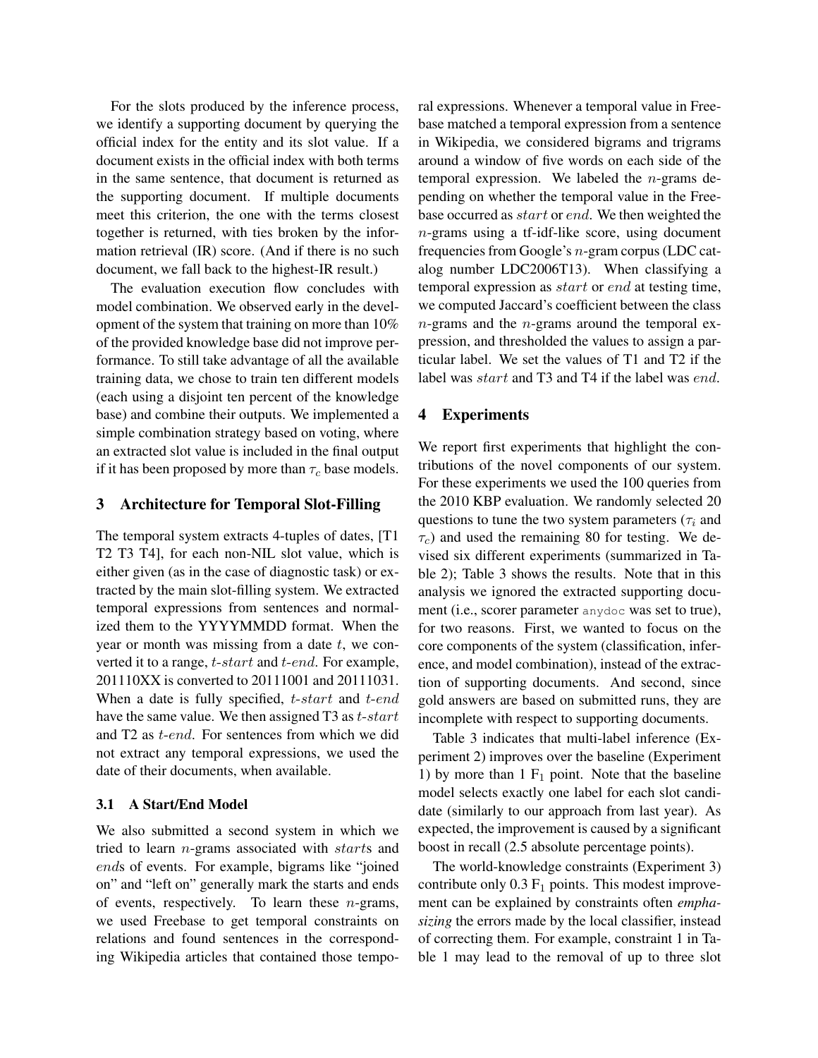For the slots produced by the inference process, we identify a supporting document by querying the official index for the entity and its slot value. If a document exists in the official index with both terms in the same sentence, that document is returned as the supporting document. If multiple documents meet this criterion, the one with the terms closest together is returned, with ties broken by the information retrieval (IR) score. (And if there is no such document, we fall back to the highest-IR result.)

The evaluation execution flow concludes with model combination. We observed early in the development of the system that training on more than 10% of the provided knowledge base did not improve performance. To still take advantage of all the available training data, we chose to train ten different models (each using a disjoint ten percent of the knowledge base) and combine their outputs. We implemented a simple combination strategy based on voting, where an extracted slot value is included in the final output if it has been proposed by more than $\tau_c$ base models.

## 3 Architecture for Temporal Slot-Filling

The temporal system extracts 4-tuples of dates, [T1 T2 T3 T4], for each non-NIL slot value, which is either given (as in the case of diagnostic task) or extracted by the main slot-filling system. We extracted temporal expressions from sentences and normalized them to the YYYYMMDD format. When the year or month was missing from a date $t$, we converted it to a range, $t$-$start$ and $t$-$end$. For example, 201110XX is converted to 20111001 and 20111031. When a date is fully specified, $t$-$start$ and $t$-$end$ have the same value. We then assigned T3 as $t$-$start$ and T2 as $t$-$end$. For sentences from which we did not extract any temporal expressions, we used the date of their documents, when available.

### 3.1 A Start/End Model

We also submitted a second system in which we tried to learn $n$-grams associated with $start$s and $end$s of events. For example, bigrams like "joined on" and "left on" generally mark the starts and ends of events, respectively. To learn these $n$-grams, we used Freebase to get temporal constraints on relations and found sentences in the corresponding Wikipedia articles that contained those temporal expressions. Whenever a temporal value in Freebase matched a temporal expression from a sentence in Wikipedia, we considered bigrams and trigrams around a window of five words on each side of the temporal expression. We labeled the $n$-grams depending on whether the temporal value in the Freebase occurred as $start$ or $end$. We then weighted the $n$-grams using a tf-idf-like score, using document frequencies from Google's $n$-gram corpus (LDC catalog number LDC2006T13). When classifying a temporal expression as $start$ or $end$ at testing time, we computed Jaccard's coefficient between the class $n$-grams and the $n$-grams around the temporal expression, and thresholded the values to assign a particular label. We set the values of T1 and T2 if the label was $start$ and T3 and T4 if the label was $end$.

## 4 Experiments

We report first experiments that highlight the contributions of the novel components of our system. For these experiments we used the 100 queries from the 2010 KBP evaluation. We randomly selected 20 questions to tune the two system parameters ($\tau_i$ and $\tau_c$) and used the remaining 80 for testing. We devised six different experiments (summarized in Table 2); Table 3 shows the results. Note that in this analysis we ignored the extracted supporting document (i.e., scorer parameter `anydoc` was set to true), for two reasons. First, we wanted to focus on the core components of the system (classification, inference, and model combination), instead of the extraction of supporting documents. And second, since gold answers are based on submitted runs, they are incomplete with respect to supporting documents.

Table 3 indicates that multi-label inference (Experiment 2) improves over the baseline (Experiment 1) by more than 1 $F_1$ point. Note that the baseline model selects exactly one label for each slot candidate (similarly to our approach from last year). As expected, the improvement is caused by a significant boost in recall (2.5 absolute percentage points).

The world-knowledge constraints (Experiment 3) contribute only 0.3 $F_1$ points. This modest improvement can be explained by constraints often *emphasizing* the errors made by the local classifier, instead of correcting them. For example, constraint 1 in Table 1 may lead to the removal of up to three slot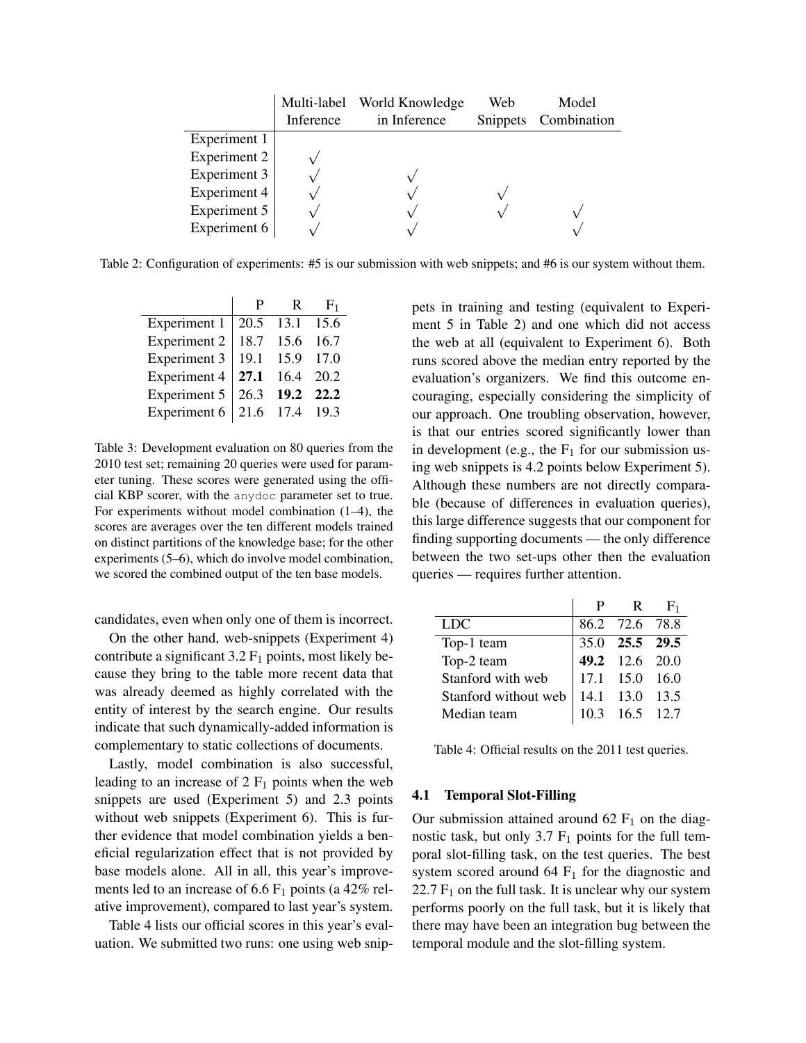| | Multi-label Inference | World Knowledge in Inference | Web Snippets | Model Combination |
|---|---|---|---|---|
| Experiment 1 | | | | |
| Experiment 2 | √ | | | |
| Experiment 3 | √ | √ | | |
| Experiment 4 | √ | √ | √ | |
| Experiment 5 | √ | √ | √ | √ |
| Experiment 6 | √ | √ | | √ |

Table 2: Configuration of experiments: #5 is our submission with web snippets; and #6 is our system without them.

| | P | R | $F_1$ |
|---|---|---|---|
| Experiment 1 | 20.5 | 13.1 | 15.6 |
| Experiment 2 | 18.7 | 15.6 | 16.7 |
| Experiment 3 | 19.1 | 15.9 | 17.0 |
| Experiment 4 | **27.1** | 16.4 | 20.2 |
| Experiment 5 | 26.3 | **19.2** | **22.2** |
| Experiment 6 | 21.6 | 17.4 | 19.3 |

Table 3: Development evaluation on 80 queries from the 2010 test set; remaining 20 queries were used for parameter tuning. These scores were generated using the official KBP scorer, with the `anydoc` parameter set to true. For experiments without model combination (1–4), the scores are averages over the ten different models trained on distinct partitions of the knowledge base; for the other experiments (5–6), which do involve model combination, we scored the combined output of the ten base models.

candidates, even when only one of them is incorrect.

On the other hand, web-snippets (Experiment 4) contribute a significant 3.2 $F_1$ points, most likely because they bring to the table more recent data that was already deemed as highly correlated with the entity of interest by the search engine. Our results indicate that such dynamically-added information is complementary to static collections of documents.

Lastly, model combination is also successful, leading to an increase of 2 $F_1$ points when the web snippets are used (Experiment 5) and 2.3 points without web snippets (Experiment 6). This is further evidence that model combination yields a beneficial regularization effect that is not provided by base models alone. All in all, this year's improvements led to an increase of 6.6 $F_1$ points (a 42% relative improvement), compared to last year's system.

Table 4 lists our official scores in this year's evaluation. We submitted two runs: one using web snippets in training and testing (equivalent to Experiment 5 in Table 2) and one which did not access the web at all (equivalent to Experiment 6). Both runs scored above the median entry reported by the evaluation's organizers. We find this outcome encouraging, especially considering the simplicity of our approach. One troubling observation, however, is that our entries scored significantly lower than in development (e.g., the $F_1$ for our submission using web snippets is 4.2 points below Experiment 5). Although these numbers are not directly comparable (because of differences in evaluation queries), this large difference suggests that our component for finding supporting documents — the only difference between the two set-ups other then the evaluation queries — requires further attention.

| | P | R | $F_1$ |
|---|---|---|---|
| LDC | 86.2 | 72.6 | 78.8 |
| Top-1 team | 35.0 | **25.5** | **29.5** |
| Top-2 team | **49.2** | 12.6 | 20.0 |
| Stanford with web | 17.1 | 15.0 | 16.0 |
| Stanford without web | 14.1 | 13.0 | 13.5 |
| Median team | 10.3 | 16.5 | 12.7 |

Table 4: Official results on the 2011 test queries.

### 4.1 Temporal Slot-Filling

Our submission attained around 62 $F_1$ on the diagnostic task, but only 3.7 $F_1$ points for the full temporal slot-filling task, on the test queries. The best system scored around 64 $F_1$ for the diagnostic and 22.7 $F_1$ on the full task. It is unclear why our system performs poorly on the full task, but it is likely that there may have been an integration bug between the temporal module and the slot-filling system.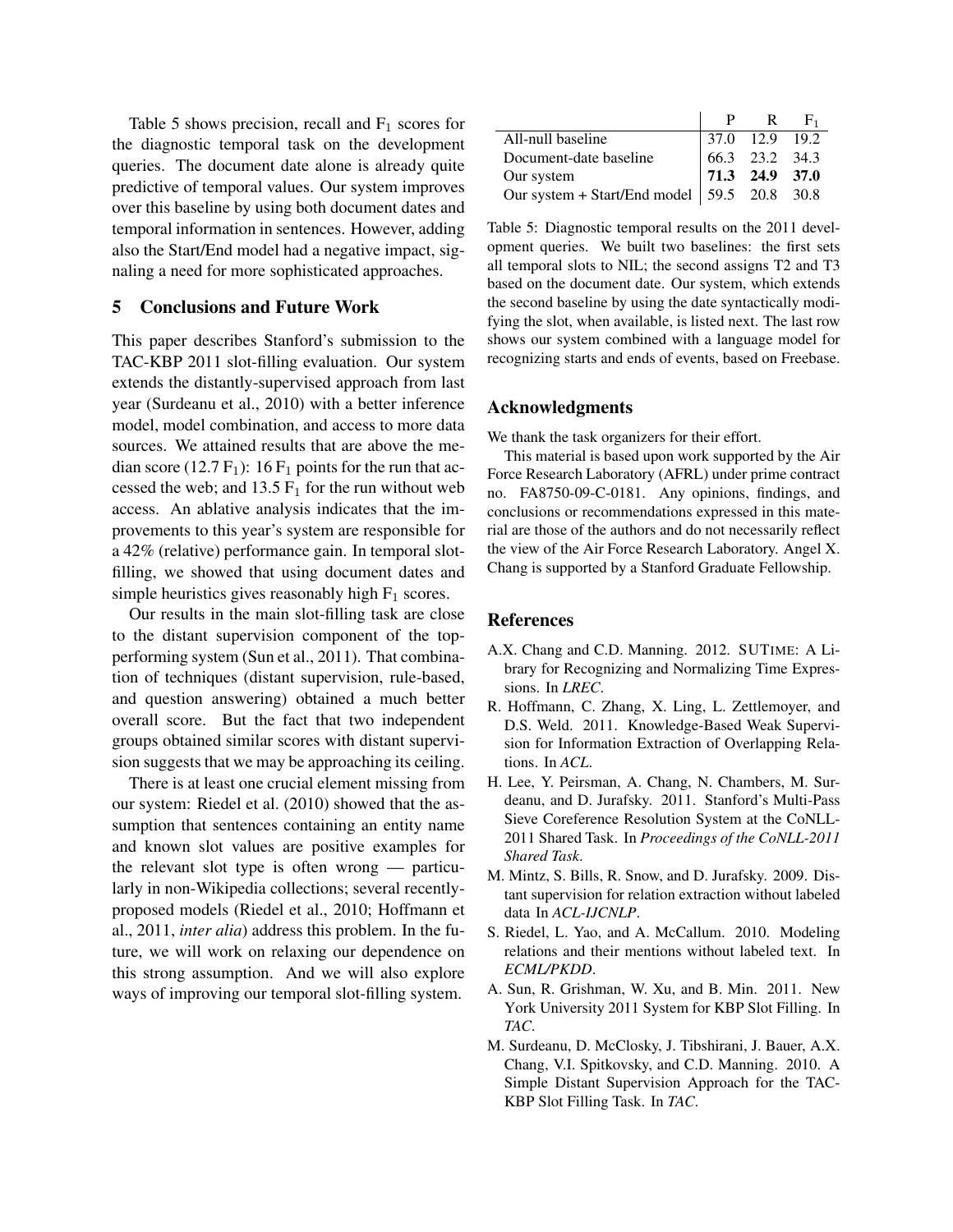Table 5 shows precision, recall and $F_1$ scores for the diagnostic temporal task on the development queries. The document date alone is already quite predictive of temporal values. Our system improves over this baseline by using both document dates and temporal information in sentences. However, adding also the Start/End model had a negative impact, signaling a need for more sophisticated approaches.

## 5 Conclusions and Future Work

This paper describes Stanford's submission to the TAC-KBP 2011 slot-filling evaluation. Our system extends the distantly-supervised approach from last year (Surdeanu et al., 2010) with a better inference model, model combination, and access to more data sources. We attained results that are above the median score (12.7 $F_1$): 16 $F_1$ points for the run that accessed the web; and 13.5 $F_1$ for the run without web access. An ablative analysis indicates that the improvements to this year's system are responsible for a 42% (relative) performance gain. In temporal slot-filling, we showed that using document dates and simple heuristics gives reasonably high $F_1$ scores.

Our results in the main slot-filling task are close to the distant supervision component of the top-performing system (Sun et al., 2011). That combination of techniques (distant supervision, rule-based, and question answering) obtained a much better overall score. But the fact that two independent groups obtained similar scores with distant supervision suggests that we may be approaching its ceiling.

There is at least one crucial element missing from our system: Riedel et al. (2010) showed that the assumption that sentences containing an entity name and known slot values are positive examples for the relevant slot type is often wrong — particularly in non-Wikipedia collections; several recently-proposed models (Riedel et al., 2010; Hoffmann et al., 2011, *inter alia*) address this problem. In the future, we will work on relaxing our dependence on this strong assumption. And we will also explore ways of improving our temporal slot-filling system.

| | P | R | $F_1$ |
|---|---|---|---|
| All-null baseline | 37.0 | 12.9 | 19.2 |
| Document-date baseline | 66.3 | 23.2 | 34.3 |
| Our system | **71.3** | **24.9** | **37.0** |
| Our system + Start/End model | 59.5 | 20.8 | 30.8 |

Table 5: Diagnostic temporal results on the 2011 development queries. We built two baselines: the first sets all temporal slots to NIL; the second assigns T2 and T3 based on the document date. Our system, which extends the second baseline by using the date syntactically modifying the slot, when available, is listed next. The last row shows our system combined with a language model for recognizing starts and ends of events, based on Freebase.

## Acknowledgments

We thank the task organizers for their effort.

This material is based upon work supported by the Air Force Research Laboratory (AFRL) under prime contract no. FA8750-09-C-0181. Any opinions, findings, and conclusions or recommendations expressed in this material are those of the authors and do not necessarily reflect the view of the Air Force Research Laboratory. Angel X. Chang is supported by a Stanford Graduate Fellowship.

## References

A.X. Chang and C.D. Manning. 2012. SUTIME: A Library for Recognizing and Normalizing Time Expressions. In *LREC*.

R. Hoffmann, C. Zhang, X. Ling, L. Zettlemoyer, and D.S. Weld. 2011. Knowledge-Based Weak Supervision for Information Extraction of Overlapping Relations. In *ACL*.

H. Lee, Y. Peirsman, A. Chang, N. Chambers, M. Surdeanu, and D. Jurafsky. 2011. Stanford's Multi-Pass Sieve Coreference Resolution System at the CoNLL-2011 Shared Task. In *Proceedings of the CoNLL-2011 Shared Task*.

M. Mintz, S. Bills, R. Snow, and D. Jurafsky. 2009. Distant supervision for relation extraction without labeled data In *ACL-IJCNLP*.

S. Riedel, L. Yao, and A. McCallum. 2010. Modeling relations and their mentions without labeled text. In *ECML/PKDD*.

A. Sun, R. Grishman, W. Xu, and B. Min. 2011. New York University 2011 System for KBP Slot Filling. In *TAC*.

M. Surdeanu, D. McClosky, J. Tibshirani, J. Bauer, A.X. Chang, V.I. Spitkovsky, and C.D. Manning. 2010. A Simple Distant Supervision Approach for the TAC-KBP Slot Filling Task. In *TAC*.